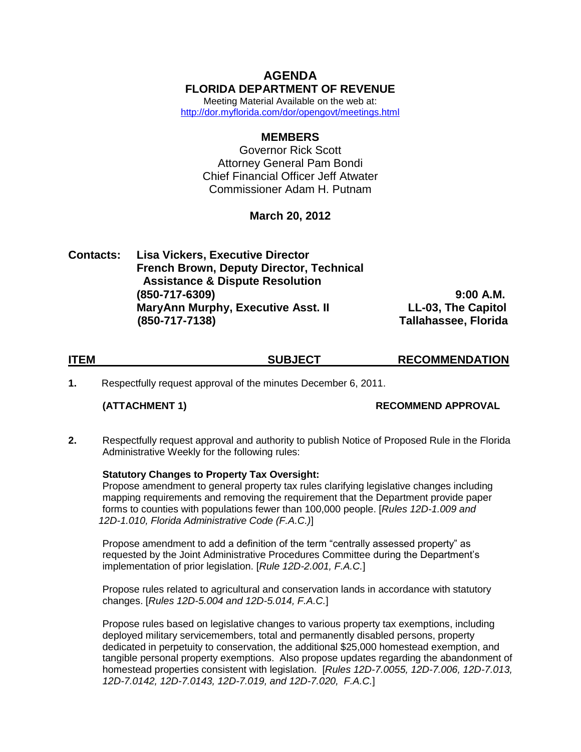# AGENDA

## FLORIDA DEPARTMENT OF REVENUE

Meeting Material Available on the web at:
http://dor.myflorida.com/dor/opengovt/meetings.html

### MEMBERS

Governor Rick Scott
Attorney General Pam Bondi
Chief Financial Officer Jeff Atwater
Commissioner Adam H. Putnam

**March 20, 2012**

**Contacts:** **Lisa Vickers, Executive Director**
**French Brown, Deputy Director, Technical Assistance & Dispute Resolution**
**(850-717-6309)**
**MaryAnn Murphy, Executive Asst. II**
**(850-717-7138)**

**9:00 A.M.**
**LL-03, The Capitol**
**Tallahassee, Florida**

| ITEM | SUBJECT | RECOMMENDATION |
| --- | --- | --- |

**1.** Respectfully request approval of the minutes December 6, 2011.

**(ATTACHMENT 1)** **RECOMMEND APPROVAL**

**2.** Respectfully request approval and authority to publish Notice of Proposed Rule in the Florida Administrative Weekly for the following rules:

**Statutory Changes to Property Tax Oversight:**
Propose amendment to general property tax rules clarifying legislative changes including mapping requirements and removing the requirement that the Department provide paper forms to counties with populations fewer than 100,000 people. [*Rules 12D-1.009 and 12D-1.010, Florida Administrative Code (F.A.C.)*]

Propose amendment to add a definition of the term "centrally assessed property" as requested by the Joint Administrative Procedures Committee during the Department's implementation of prior legislation. [*Rule 12D-2.001, F.A.C.*]

Propose rules related to agricultural and conservation lands in accordance with statutory changes. [*Rules 12D-5.004 and 12D-5.014, F.A.C.*]

Propose rules based on legislative changes to various property tax exemptions, including deployed military servicemembers, total and permanently disabled persons, property dedicated in perpetuity to conservation, the additional $25,000 homestead exemption, and tangible personal property exemptions. Also propose updates regarding the abandonment of homestead properties consistent with legislation. [*Rules 12D-7.0055, 12D-7.006, 12D-7.013, 12D-7.0142, 12D-7.0143, 12D-7.019, and 12D-7.020, F.A.C.*]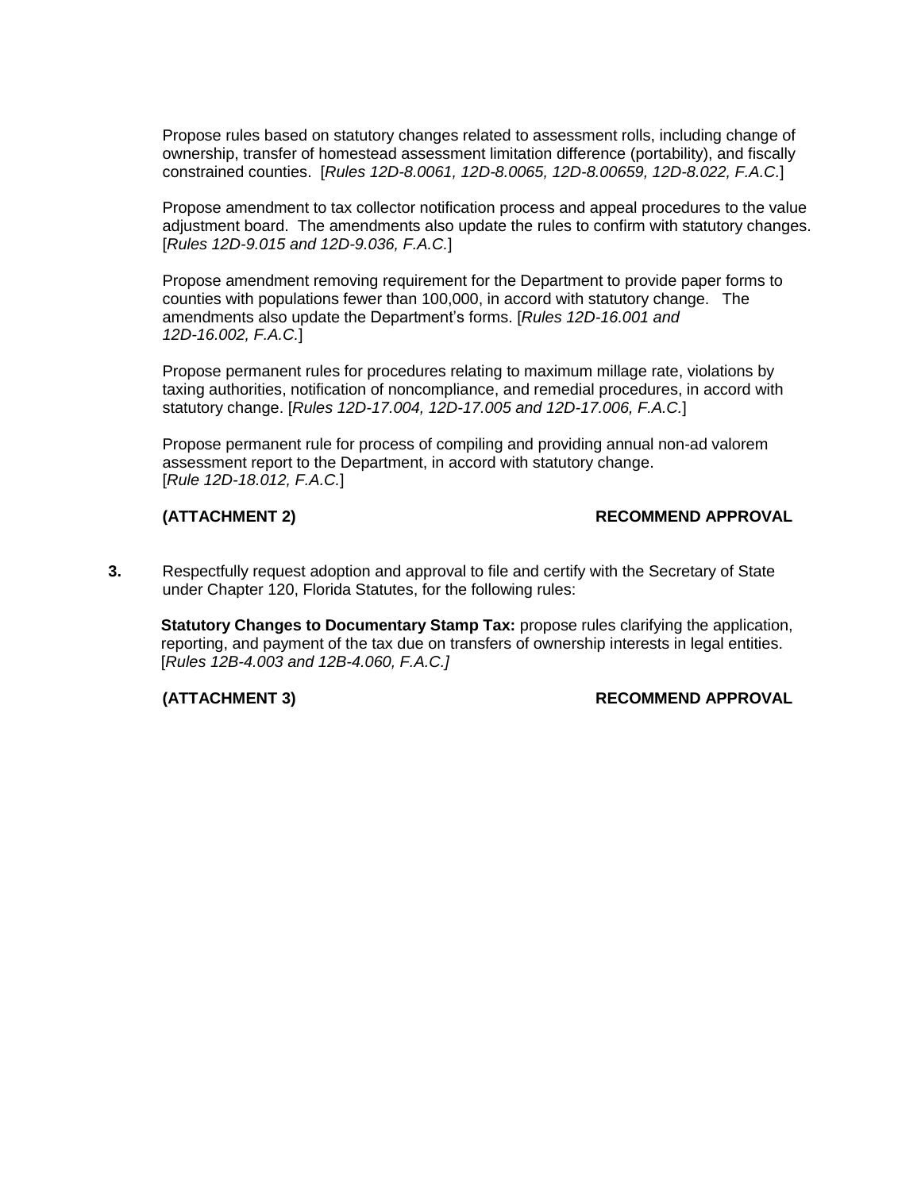Propose rules based on statutory changes related to assessment rolls, including change of ownership, transfer of homestead assessment limitation difference (portability), and fiscally constrained counties. [*Rules 12D-8.0061, 12D-8.0065, 12D-8.00659, 12D-8.022, F.A.C.*]

Propose amendment to tax collector notification process and appeal procedures to the value adjustment board. The amendments also update the rules to confirm with statutory changes. [*Rules 12D-9.015 and 12D-9.036, F.A.C.*]

Propose amendment removing requirement for the Department to provide paper forms to counties with populations fewer than 100,000, in accord with statutory change. The amendments also update the Department's forms. [*Rules 12D-16.001 and 12D-16.002, F.A.C.*]

Propose permanent rules for procedures relating to maximum millage rate, violations by taxing authorities, notification of noncompliance, and remedial procedures, in accord with statutory change. [*Rules 12D-17.004, 12D-17.005 and 12D-17.006, F.A.C.*]

Propose permanent rule for process of compiling and providing annual non-ad valorem assessment report to the Department, in accord with statutory change. [*Rule 12D-18.012, F.A.C.*]

**(ATTACHMENT 2)** **RECOMMEND APPROVAL**

**3.** Respectfully request adoption and approval to file and certify with the Secretary of State under Chapter 120, Florida Statutes, for the following rules:

**Statutory Changes to Documentary Stamp Tax:** propose rules clarifying the application, reporting, and payment of the tax due on transfers of ownership interests in legal entities. [*Rules 12B-4.003 and 12B-4.060, F.A.C.]*

**(ATTACHMENT 3)** **RECOMMEND APPROVAL**